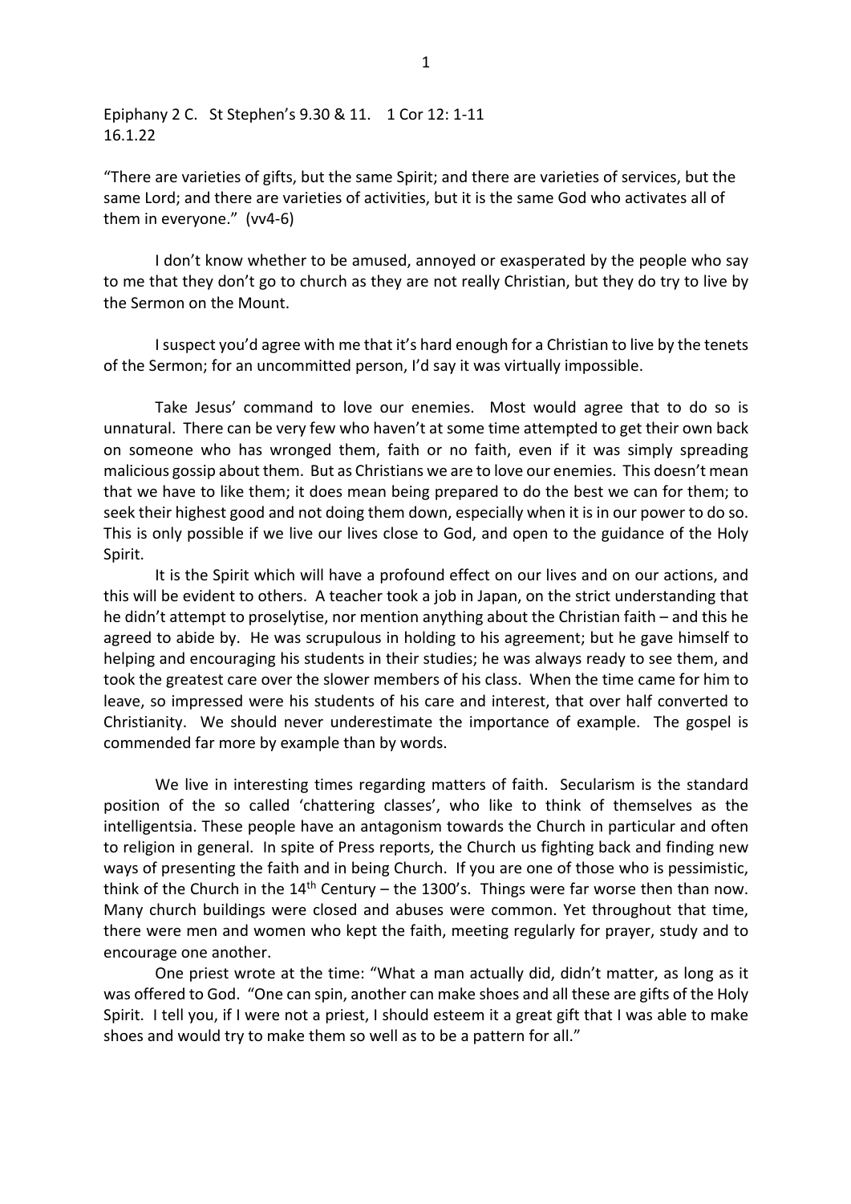Epiphany 2 C. St Stephen's 9.30 & 11. 1 Cor 12: 1-11
16.1.22

"There are varieties of gifts, but the same Spirit; and there are varieties of services, but the same Lord; and there are varieties of activities, but it is the same God who activates all of them in everyone." (vv4-6)

I don't know whether to be amused, annoyed or exasperated by the people who say to me that they don't go to church as they are not really Christian, but they do try to live by the Sermon on the Mount.

I suspect you'd agree with me that it's hard enough for a Christian to live by the tenets of the Sermon; for an uncommitted person, I'd say it was virtually impossible.

Take Jesus' command to love our enemies. Most would agree that to do so is unnatural. There can be very few who haven't at some time attempted to get their own back on someone who has wronged them, faith or no faith, even if it was simply spreading malicious gossip about them. But as Christians we are to love our enemies. This doesn't mean that we have to like them; it does mean being prepared to do the best we can for them; to seek their highest good and not doing them down, especially when it is in our power to do so. This is only possible if we live our lives close to God, and open to the guidance of the Holy Spirit.

It is the Spirit which will have a profound effect on our lives and on our actions, and this will be evident to others. A teacher took a job in Japan, on the strict understanding that he didn't attempt to proselytise, nor mention anything about the Christian faith – and this he agreed to abide by. He was scrupulous in holding to his agreement; but he gave himself to helping and encouraging his students in their studies; he was always ready to see them, and took the greatest care over the slower members of his class. When the time came for him to leave, so impressed were his students of his care and interest, that over half converted to Christianity. We should never underestimate the importance of example. The gospel is commended far more by example than by words.

We live in interesting times regarding matters of faith. Secularism is the standard position of the so called 'chattering classes', who like to think of themselves as the intelligentsia. These people have an antagonism towards the Church in particular and often to religion in general. In spite of Press reports, the Church us fighting back and finding new ways of presenting the faith and in being Church. If you are one of those who is pessimistic, think of the Church in the 14th Century – the 1300's. Things were far worse then than now. Many church buildings were closed and abuses were common. Yet throughout that time, there were men and women who kept the faith, meeting regularly for prayer, study and to encourage one another.

One priest wrote at the time: "What a man actually did, didn't matter, as long as it was offered to God. "One can spin, another can make shoes and all these are gifts of the Holy Spirit. I tell you, if I were not a priest, I should esteem it a great gift that I was able to make shoes and would try to make them so well as to be a pattern for all."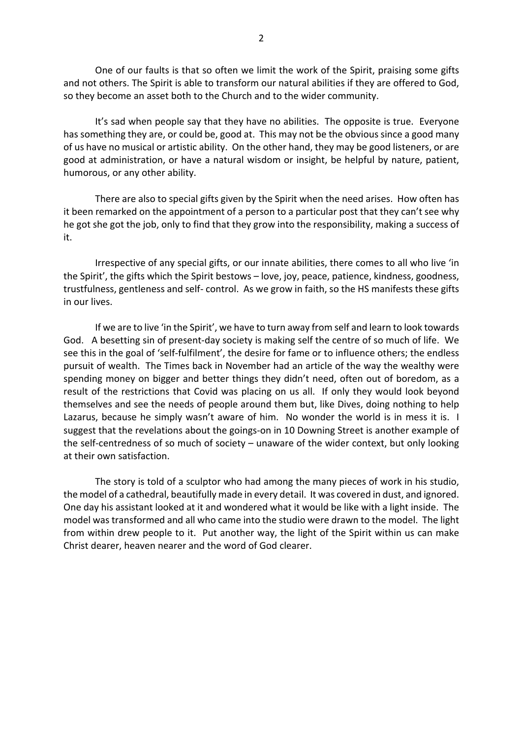One of our faults is that so often we limit the work of the Spirit, praising some gifts and not others. The Spirit is able to transform our natural abilities if they are offered to God, so they become an asset both to the Church and to the wider community.

It's sad when people say that they have no abilities. The opposite is true. Everyone has something they are, or could be, good at. This may not be the obvious since a good many of us have no musical or artistic ability. On the other hand, they may be good listeners, or are good at administration, or have a natural wisdom or insight, be helpful by nature, patient, humorous, or any other ability.

There are also to special gifts given by the Spirit when the need arises. How often has it been remarked on the appointment of a person to a particular post that they can't see why he got she got the job, only to find that they grow into the responsibility, making a success of it.

Irrespective of any special gifts, or our innate abilities, there comes to all who live 'in the Spirit', the gifts which the Spirit bestows – love, joy, peace, patience, kindness, goodness, trustfulness, gentleness and self- control. As we grow in faith, so the HS manifests these gifts in our lives.

If we are to live 'in the Spirit', we have to turn away from self and learn to look towards God. A besetting sin of present-day society is making self the centre of so much of life. We see this in the goal of 'self-fulfilment', the desire for fame or to influence others; the endless pursuit of wealth. The Times back in November had an article of the way the wealthy were spending money on bigger and better things they didn't need, often out of boredom, as a result of the restrictions that Covid was placing on us all. If only they would look beyond themselves and see the needs of people around them but, like Dives, doing nothing to help Lazarus, because he simply wasn't aware of him. No wonder the world is in mess it is. I suggest that the revelations about the goings-on in 10 Downing Street is another example of the self-centredness of so much of society – unaware of the wider context, but only looking at their own satisfaction.

The story is told of a sculptor who had among the many pieces of work in his studio, the model of a cathedral, beautifully made in every detail. It was covered in dust, and ignored. One day his assistant looked at it and wondered what it would be like with a light inside. The model was transformed and all who came into the studio were drawn to the model. The light from within drew people to it. Put another way, the light of the Spirit within us can make Christ dearer, heaven nearer and the word of God clearer.